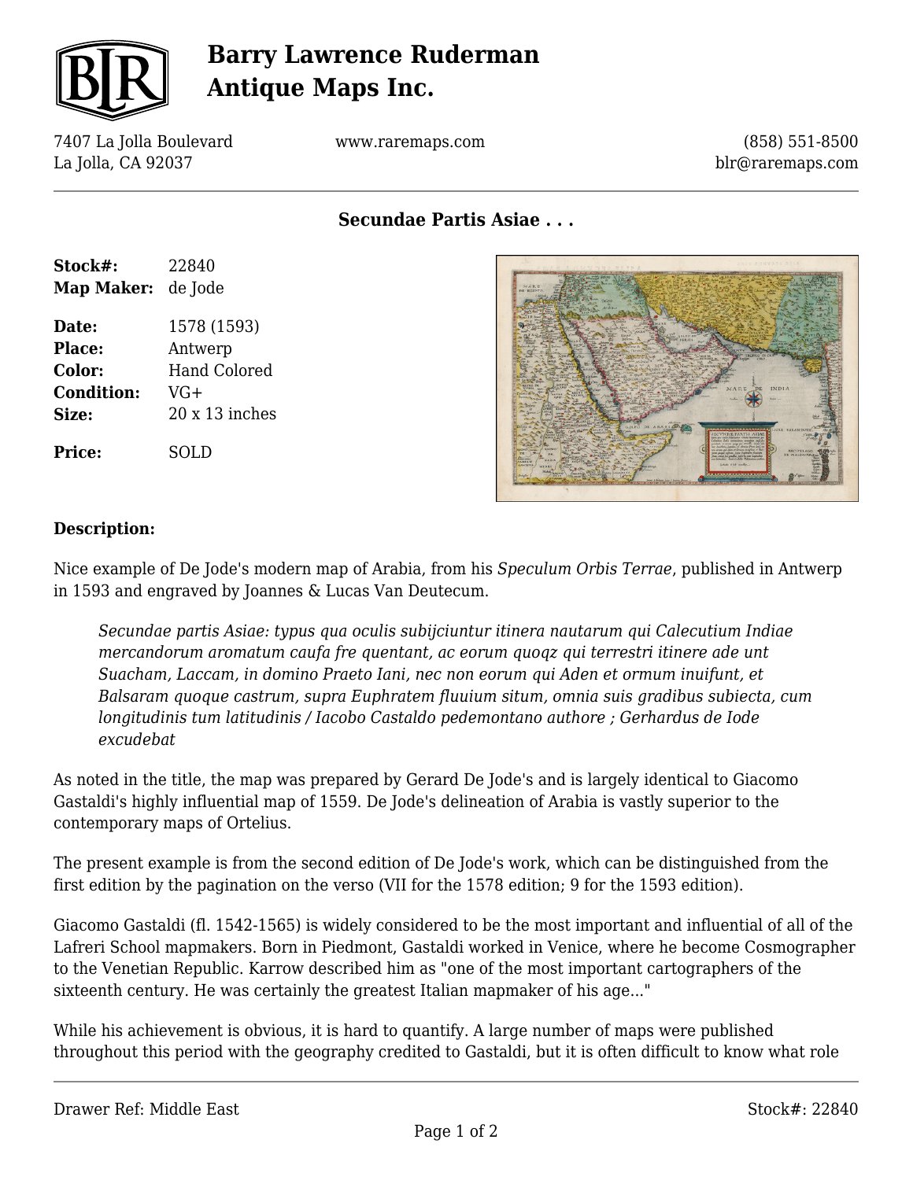# Barry Lawrence Ruderman Antique Maps Inc.

7407 La Jolla Boulevard
La Jolla, CA 92037

www.raremaps.com

(858) 551-8500
blr@raremaps.com

## Secundae Partis Asiae . . .

**Stock#:** 22840
**Map Maker:** de Jode

**Date:** 1578 (1593)
**Place:** Antwerp
**Color:** Hand Colored
**Condition:** VG+
**Size:** 20 x 13 inches

**Price:** SOLD

### Description:

Nice example of De Jode's modern map of Arabia, from his *Speculum Orbis Terrae*, published in Antwerp in 1593 and engraved by Joannes & Lucas Van Deutecum.

> *Secundae partis Asiae: typus qua oculis subijciuntur itinera nautarum qui Calecutium Indiae mercandorum aromatum caufa fre quentant, ac eorum quoqz qui terrestri itinere ade unt Suacham, Laccam, in domino Praeto Iani, nec non eorum qui Aden et ormum inuifunt, et Balsaram quoque castrum, supra Euphratem fluuium situm, omnia suis gradibus subiecta, cum longitudinis tum latitudinis / Iacobo Castaldo pedemontano authore ; Gerhardus de Iode excudebat*

As noted in the title, the map was prepared by Gerard De Jode's and is largely identical to Giacomo Gastaldi's highly influential map of 1559. De Jode's delineation of Arabia is vastly superior to the contemporary maps of Ortelius.

The present example is from the second edition of De Jode's work, which can be distinguished from the first edition by the pagination on the verso (VII for the 1578 edition; 9 for the 1593 edition).

Giacomo Gastaldi (fl. 1542-1565) is widely considered to be the most important and influential of all of the Lafreri School mapmakers. Born in Piedmont, Gastaldi worked in Venice, where he become Cosmographer to the Venetian Republic. Karrow described him as "one of the most important cartographers of the sixteenth century. He was certainly the greatest Italian mapmaker of his age..."

While his achievement is obvious, it is hard to quantify. A large number of maps were published throughout this period with the geography credited to Gastaldi, but it is often difficult to know what role

Drawer Ref: Middle East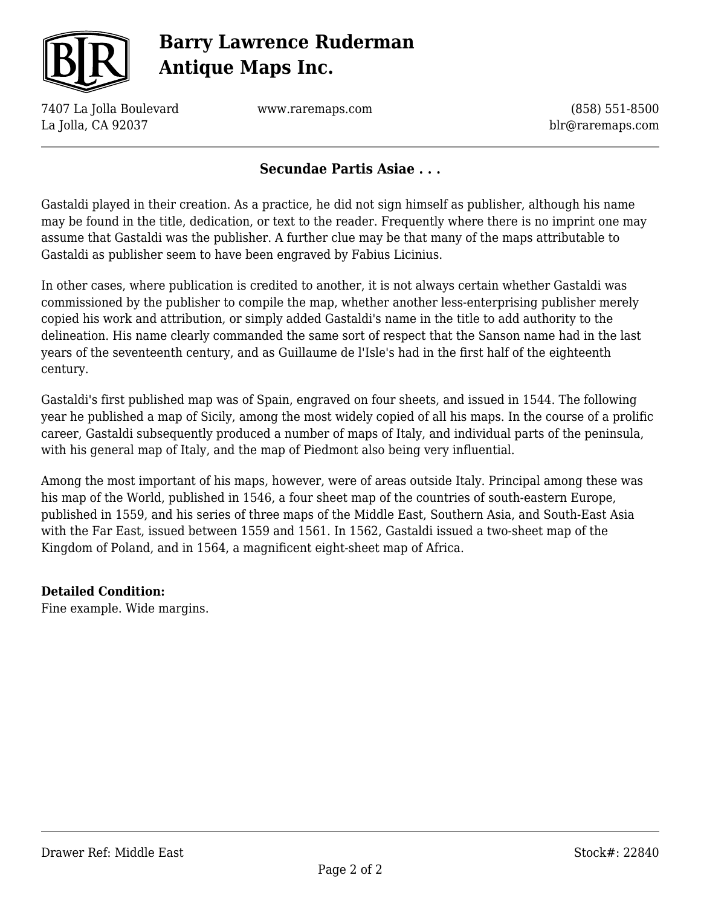## Secundae Partis Asiae . . .

Gastaldi played in their creation. As a practice, he did not sign himself as publisher, although his name may be found in the title, dedication, or text to the reader. Frequently where there is no imprint one may assume that Gastaldi was the publisher. A further clue may be that many of the maps attributable to Gastaldi as publisher seem to have been engraved by Fabius Licinius.

In other cases, where publication is credited to another, it is not always certain whether Gastaldi was commissioned by the publisher to compile the map, whether another less-enterprising publisher merely copied his work and attribution, or simply added Gastaldi's name in the title to add authority to the delineation. His name clearly commanded the same sort of respect that the Sanson name had in the last years of the seventeenth century, and as Guillaume de l'Isle's had in the first half of the eighteenth century.

Gastaldi's first published map was of Spain, engraved on four sheets, and issued in 1544. The following year he published a map of Sicily, among the most widely copied of all his maps. In the course of a prolific career, Gastaldi subsequently produced a number of maps of Italy, and individual parts of the peninsula, with his general map of Italy, and the map of Piedmont also being very influential.

Among the most important of his maps, however, were of areas outside Italy. Principal among these was his map of the World, published in 1546, a four sheet map of the countries of south-eastern Europe, published in 1559, and his series of three maps of the Middle East, Southern Asia, and South-East Asia with the Far East, issued between 1559 and 1561. In 1562, Gastaldi issued a two-sheet map of the Kingdom of Poland, and in 1564, a magnificent eight-sheet map of Africa.

**Detailed Condition:**
Fine example. Wide margins.